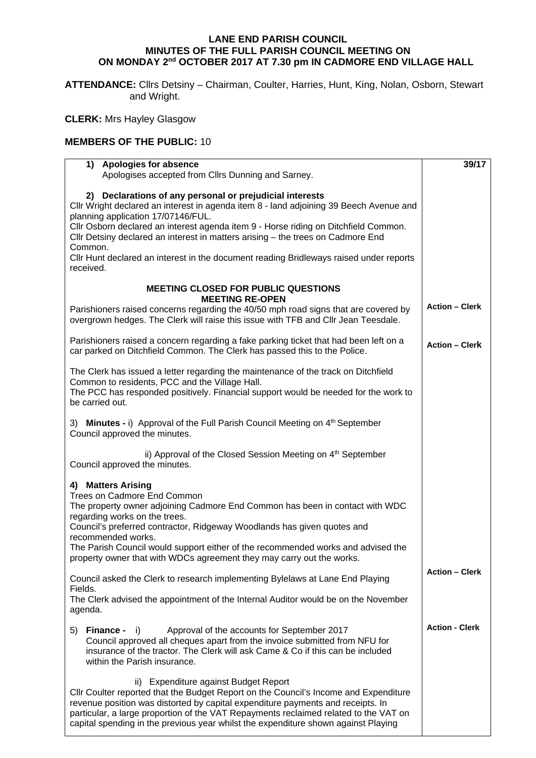# LANE END PARISH COUNCIL
## MINUTES OF THE FULL PARISH COUNCIL MEETING ON
## ON MONDAY 2nd OCTOBER 2017 AT 7.30 pm IN CADMORE END VILLAGE HALL

**ATTENDANCE:** Cllrs Detsiny – Chairman, Coulter, Harries, Hunt, King, Nolan, Osborn, Stewart and Wright.

**CLERK:** Mrs Hayley Glasgow

**MEMBERS OF THE PUBLIC:** 10

| | 39/17 |
|---|---|
| **1) Apologies for absence**<br>Apologises accepted from Cllrs Dunning and Sarney. | |
| **2) Declarations of any personal or prejudicial interests**<br>Cllr Wright declared an interest in agenda item 8 - land adjoining 39 Beech Avenue and planning application 17/07146/FUL.<br>Cllr Osborn declared an interest agenda item 9 - Horse riding on Ditchfield Common.<br>Cllr Detsiny declared an interest in matters arising – the trees on Cadmore End Common.<br>Cllr Hunt declared an interest in the document reading Bridleways raised under reports received. | |
| **MEETING CLOSED FOR PUBLIC QUESTIONS**<br>**MEETING RE-OPEN**<br>Parishioners raised concerns regarding the 40/50 mph road signs that are covered by overgrown hedges. The Clerk will raise this issue with TFB and Cllr Jean Teesdale. | **Action – Clerk** |
| Parishioners raised a concern regarding a fake parking ticket that had been left on a car parked on Ditchfield Common. The Clerk has passed this to the Police. | **Action – Clerk** |
| The Clerk has issued a letter regarding the maintenance of the track on Ditchfield Common to residents, PCC and the Village Hall.<br>The PCC has responded positively. Financial support would be needed for the work to be carried out. | |
| 3) **Minutes -** i) Approval of the Full Parish Council Meeting on 4th September<br>Council approved the minutes. | |
| ii) Approval of the Closed Session Meeting on 4th September<br>Council approved the minutes. | |
| **4) Matters Arising**<br>Trees on Cadmore End Common<br>The property owner adjoining Cadmore End Common has been in contact with WDC regarding works on the trees.<br>Council's preferred contractor, Ridgeway Woodlands has given quotes and recommended works.<br>The Parish Council would support either of the recommended works and advised the property owner that with WDCs agreement they may carry out the works. | |
| Council asked the Clerk to research implementing Bylelaws at Lane End Playing Fields.<br>The Clerk advised the appointment of the Internal Auditor would be on the November agenda. | **Action – Clerk** |
| 5) **Finance -** i) Approval of the accounts for September 2017<br>Council approved all cheques apart from the invoice submitted from NFU for insurance of the tractor. The Clerk will ask Came & Co if this can be included within the Parish insurance. | **Action - Clerk** |
| ii) Expenditure against Budget Report<br>Cllr Coulter reported that the Budget Report on the Council's Income and Expenditure revenue position was distorted by capital expenditure payments and receipts. In particular, a large proportion of the VAT Repayments reclaimed related to the VAT on capital spending in the previous year whilst the expenditure shown against Playing | |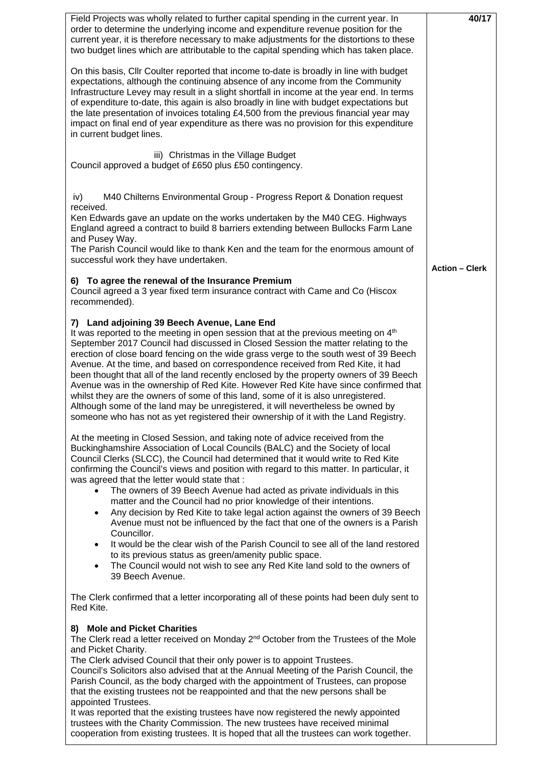Field Projects was wholly related to further capital spending in the current year. In order to determine the underlying income and expenditure revenue position for the current year, it is therefore necessary to make adjustments for the distortions to these two budget lines which are attributable to the capital spending which has taken place.

**40/17**

On this basis, Cllr Coulter reported that income to-date is broadly in line with budget expectations, although the continuing absence of any income from the Community Infrastructure Levey may result in a slight shortfall in income at the year end. In terms of expenditure to-date, this again is also broadly in line with budget expectations but the late presentation of invoices totaling £4,500 from the previous financial year may impact on final end of year expenditure as there was no provision for this expenditure in current budget lines.

iii) Christmas in the Village Budget

Council approved a budget of £650 plus £50 contingency.

iv) M40 Chilterns Environmental Group - Progress Report & Donation request received.

Ken Edwards gave an update on the works undertaken by the M40 CEG. Highways England agreed a contract to build 8 barriers extending between Bullocks Farm Lane and Pusey Way.

The Parish Council would like to thank Ken and the team for the enormous amount of successful work they have undertaken.

**Action – Clerk**

### 6) To agree the renewal of the Insurance Premium

Council agreed a 3 year fixed term insurance contract with Came and Co (Hiscox recommended).

### 7) Land adjoining 39 Beech Avenue, Lane End

It was reported to the meeting in open session that at the previous meeting on 4th September 2017 Council had discussed in Closed Session the matter relating to the erection of close board fencing on the wide grass verge to the south west of 39 Beech Avenue. At the time, and based on correspondence received from Red Kite, it had been thought that all of the land recently enclosed by the property owners of 39 Beech Avenue was in the ownership of Red Kite. However Red Kite have since confirmed that whilst they are the owners of some of this land, some of it is also unregistered. Although some of the land may be unregistered, it will nevertheless be owned by someone who has not as yet registered their ownership of it with the Land Registry.

At the meeting in Closed Session, and taking note of advice received from the Buckinghamshire Association of Local Councils (BALC) and the Society of local Council Clerks (SLCC), the Council had determined that it would write to Red Kite confirming the Council's views and position with regard to this matter. In particular, it was agreed that the letter would state that :

- The owners of 39 Beech Avenue had acted as private individuals in this matter and the Council had no prior knowledge of their intentions.
- Any decision by Red Kite to take legal action against the owners of 39 Beech Avenue must not be influenced by the fact that one of the owners is a Parish Councillor.
- It would be the clear wish of the Parish Council to see all of the land restored to its previous status as green/amenity public space.
- The Council would not wish to see any Red Kite land sold to the owners of 39 Beech Avenue.

The Clerk confirmed that a letter incorporating all of these points had been duly sent to Red Kite.

### 8) Mole and Picket Charities

The Clerk read a letter received on Monday 2nd October from the Trustees of the Mole and Picket Charity.

The Clerk advised Council that their only power is to appoint Trustees.

Council's Solicitors also advised that at the Annual Meeting of the Parish Council, the Parish Council, as the body charged with the appointment of Trustees, can propose that the existing trustees not be reappointed and that the new persons shall be appointed Trustees.

It was reported that the existing trustees have now registered the newly appointed trustees with the Charity Commission. The new trustees have received minimal cooperation from existing trustees. It is hoped that all the trustees can work together.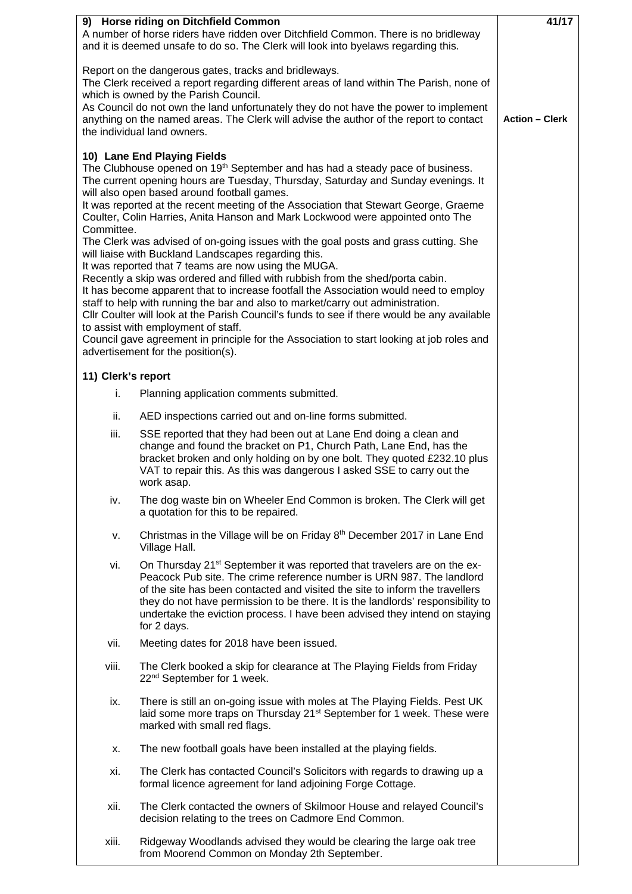**9) Horse riding on Ditchfield Common** **41/17**

A number of horse riders have ridden over Ditchfield Common. There is no bridleway and it is deemed unsafe to do so. The Clerk will look into byelaws regarding this.

Report on the dangerous gates, tracks and bridleways.
The Clerk received a report regarding different areas of land within The Parish, none of which is owned by the Parish Council.
As Council do not own the land unfortunately they do not have the power to implement anything on the named areas. The Clerk will advise the author of the report to contact the individual land owners. **Action – Clerk**

**10) Lane End Playing Fields**

The Clubhouse opened on 19th September and has had a steady pace of business.
The current opening hours are Tuesday, Thursday, Saturday and Sunday evenings. It will also open based around football games.
It was reported at the recent meeting of the Association that Stewart George, Graeme Coulter, Colin Harries, Anita Hanson and Mark Lockwood were appointed onto The Committee.
The Clerk was advised of on-going issues with the goal posts and grass cutting. She will liaise with Buckland Landscapes regarding this.
It was reported that 7 teams are now using the MUGA.
Recently a skip was ordered and filled with rubbish from the shed/porta cabin.
It has become apparent that to increase footfall the Association would need to employ staff to help with running the bar and also to market/carry out administration.
Cllr Coulter will look at the Parish Council's funds to see if there would be any available to assist with employment of staff.
Council gave agreement in principle for the Association to start looking at job roles and advertisement for the position(s).

**11) Clerk's report**

i. Planning application comments submitted.

ii. AED inspections carried out and on-line forms submitted.

iii. SSE reported that they had been out at Lane End doing a clean and change and found the bracket on P1, Church Path, Lane End, has the bracket broken and only holding on by one bolt. They quoted £232.10 plus VAT to repair this. As this was dangerous I asked SSE to carry out the work asap.

iv. The dog waste bin on Wheeler End Common is broken. The Clerk will get a quotation for this to be repaired.

v. Christmas in the Village will be on Friday 8th December 2017 in Lane End Village Hall.

vi. On Thursday 21st September it was reported that travelers are on the ex-Peacock Pub site. The crime reference number is URN 987. The landlord of the site has been contacted and visited the site to inform the travellers they do not have permission to be there. It is the landlords' responsibility to undertake the eviction process. I have been advised they intend on staying for 2 days.

vii. Meeting dates for 2018 have been issued.

viii. The Clerk booked a skip for clearance at The Playing Fields from Friday 22nd September for 1 week.

ix. There is still an on-going issue with moles at The Playing Fields. Pest UK laid some more traps on Thursday 21st September for 1 week. These were marked with small red flags.

x. The new football goals have been installed at the playing fields.

xi. The Clerk has contacted Council's Solicitors with regards to drawing up a formal licence agreement for land adjoining Forge Cottage.

xii. The Clerk contacted the owners of Skilmoor House and relayed Council's decision relating to the trees on Cadmore End Common.

xiii. Ridgeway Woodlands advised they would be clearing the large oak tree from Moorend Common on Monday 2th September.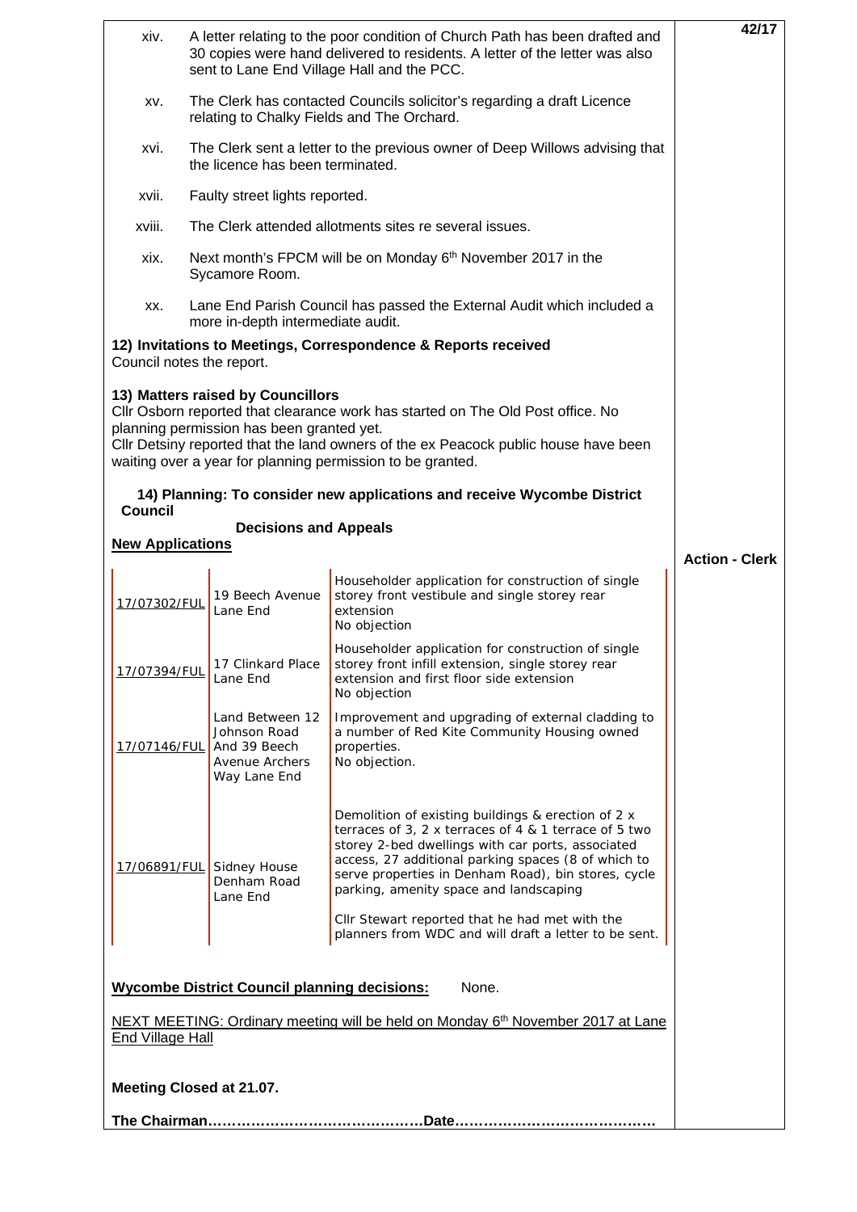xiv. A letter relating to the poor condition of Church Path has been drafted and 30 copies were hand delivered to residents. A letter of the letter was also sent to Lane End Village Hall and the PCC.

xv. The Clerk has contacted Councils solicitor's regarding a draft Licence relating to Chalky Fields and The Orchard.

xvi. The Clerk sent a letter to the previous owner of Deep Willows advising that the licence has been terminated.

xvii. Faulty street lights reported.

xviii. The Clerk attended allotments sites re several issues.

xix. Next month's FPCM will be on Monday 6th November 2017 in the Sycamore Room.

xx. Lane End Parish Council has passed the External Audit which included a more in-depth intermediate audit.

**12) Invitations to Meetings, Correspondence & Reports received**

Council notes the report.

**13) Matters raised by Councillors**

Cllr Osborn reported that clearance work has started on The Old Post office. No planning permission has been granted yet.

Cllr Detsiny reported that the land owners of the ex Peacock public house have been waiting over a year for planning permission to be granted.

**14) Planning: To consider new applications and receive Wycombe District Council Decisions and Appeals**

**New Applications**

**Action - Clerk**

| | | |
|---|---|---|
| 17/07302/FUL | 19 Beech Avenue Lane End | Householder application for construction of single storey front vestibule and single storey rear extension<br>No objection |
| 17/07394/FUL | 17 Clinkard Place Lane End | Householder application for construction of single storey front infill extension, single storey rear extension and first floor side extension<br>No objection |
| 17/07146/FUL | Land Between 12 Johnson Road And 39 Beech Avenue Archers Way Lane End | Improvement and upgrading of external cladding to a number of Red Kite Community Housing owned properties.<br>No objection. |
| 17/06891/FUL | Sidney House Denham Road Lane End | Demolition of existing buildings & erection of 2 x terraces of 3, 2 x terraces of 4 & 1 terrace of 5 two storey 2-bed dwellings with car ports, associated access, 27 additional parking spaces (8 of which to serve properties in Denham Road), bin stores, cycle parking, amenity space and landscaping<br>Cllr Stewart reported that he had met with the planners from WDC and will draft a letter to be sent. |

**Wycombe District Council planning decisions:** None.

NEXT MEETING: Ordinary meeting will be held on Monday 6th November 2017 at Lane End Village Hall

**Meeting Closed at 21.07.**

**The Chairman……………………………………Date……………………………………**